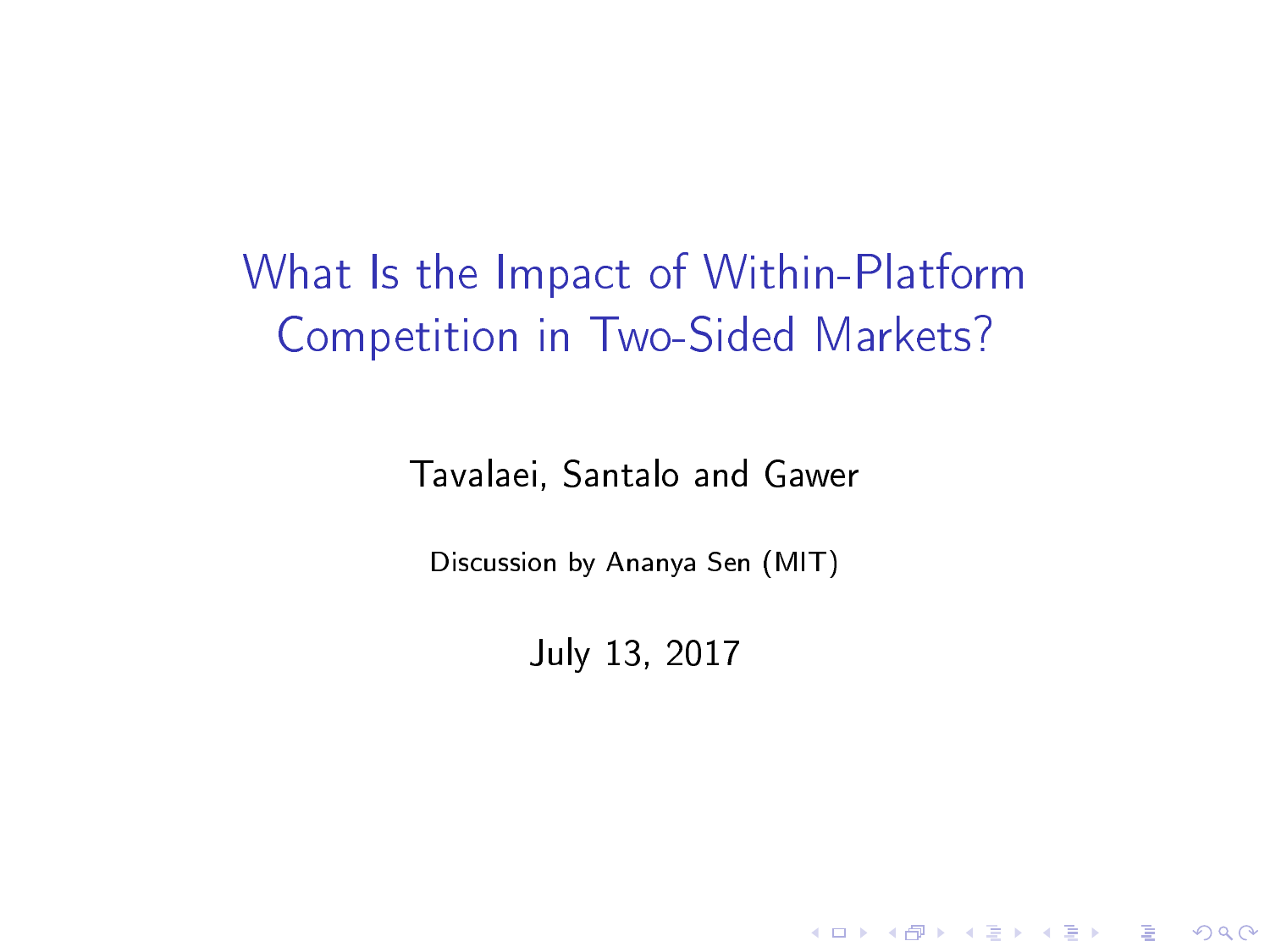# What Is the Impact of Within-Platform Competition in Two-Sided Markets?

Tavalaei, Santalo and Gawer

Discussion by Ananya Sen (MIT)

July 13, 2017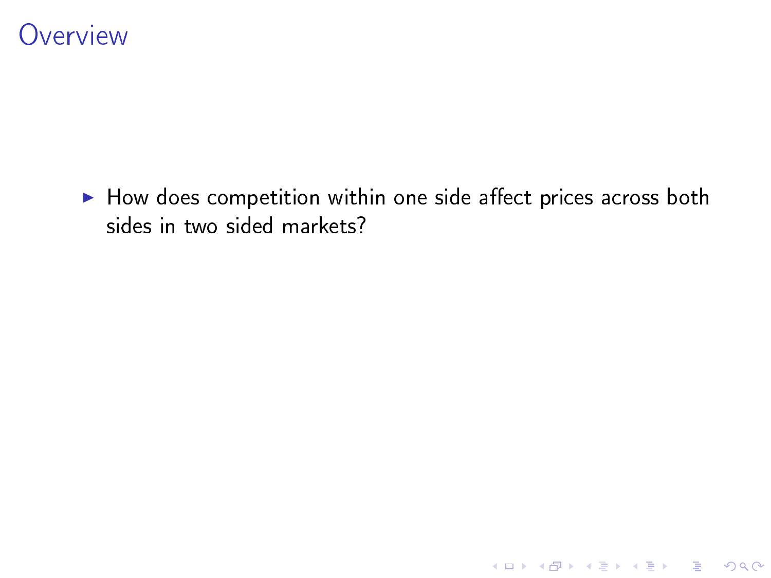# Overview

- How does competition within one side affect prices across both sides in two sided markets?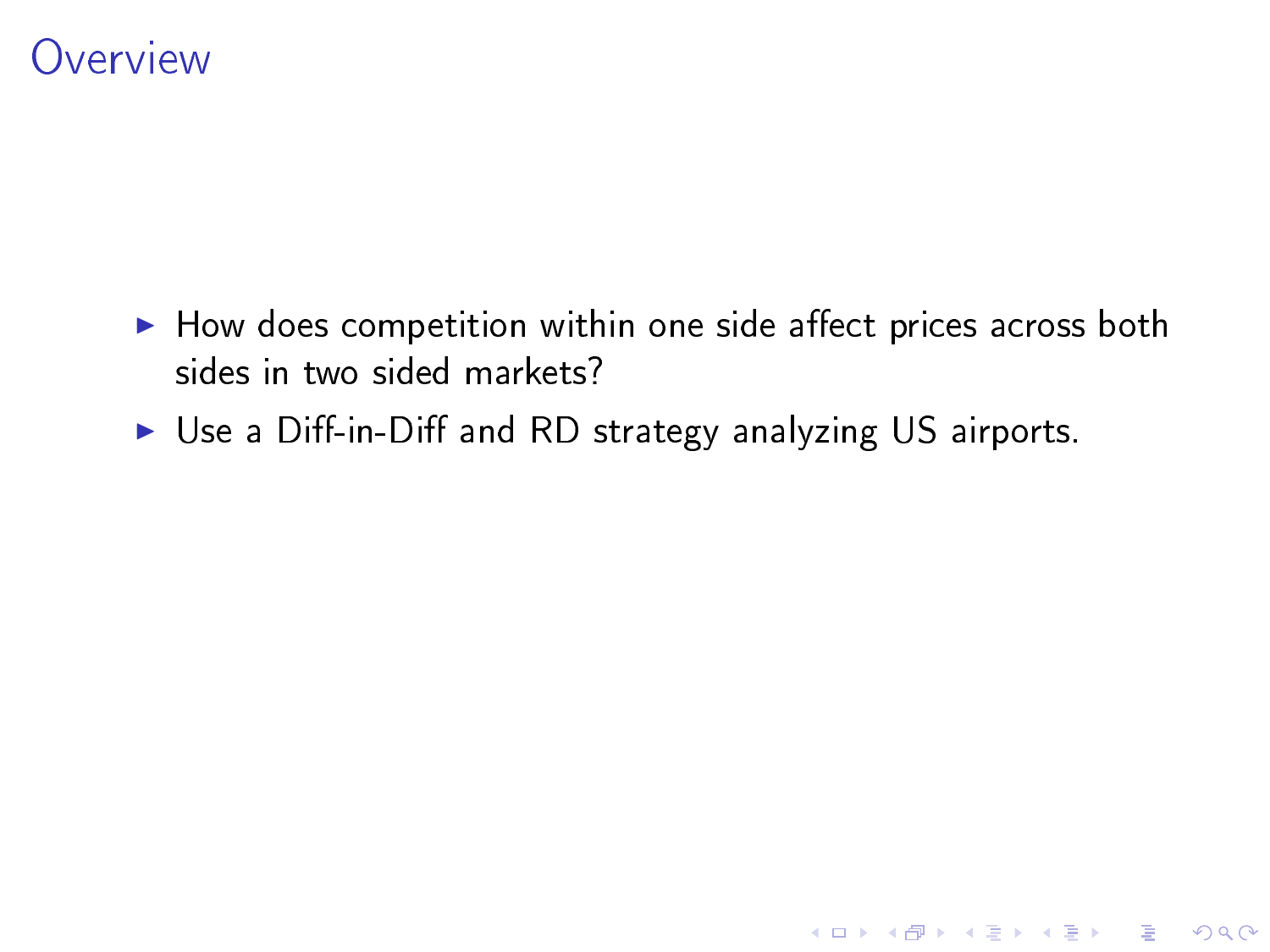# Overview

- How does competition within one side affect prices across both sides in two sided markets?
- Use a Diff-in-Diff and RD strategy analyzing US airports.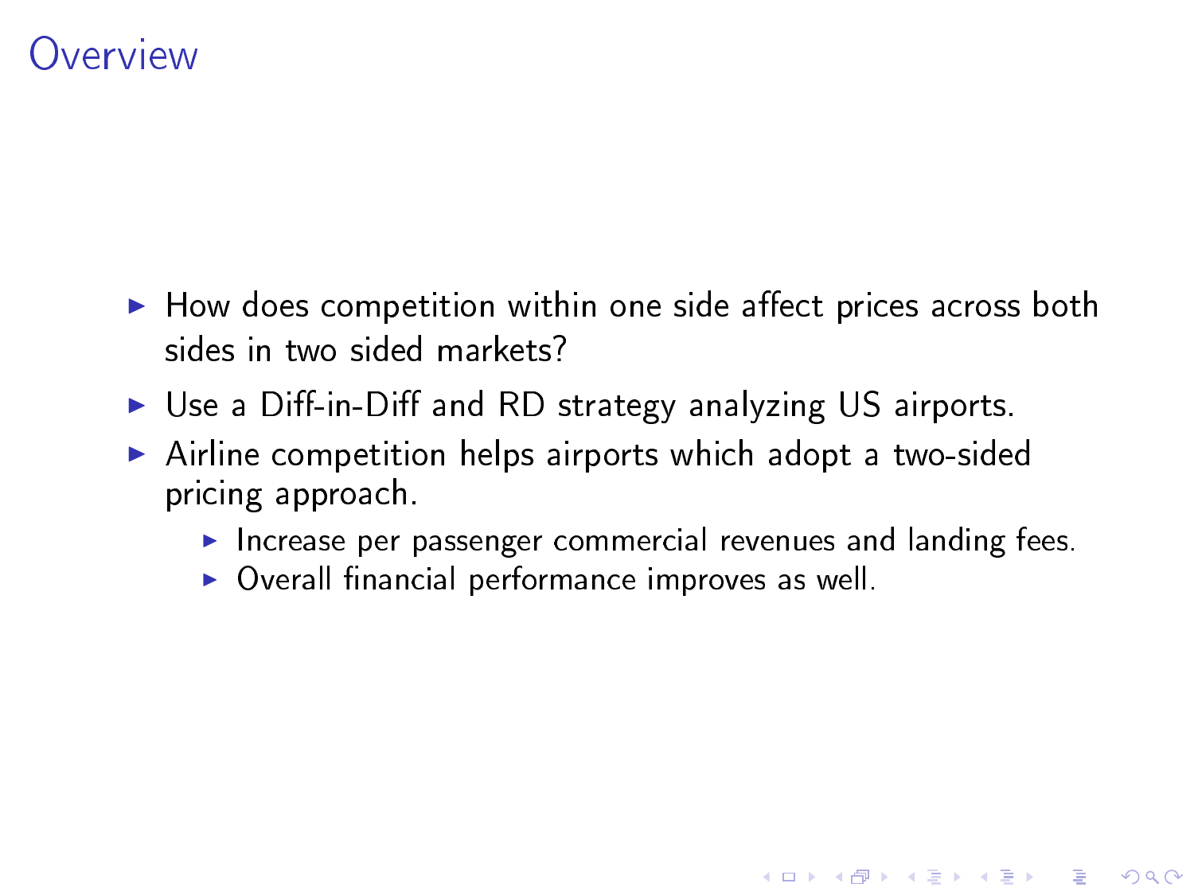# Overview

- How does competition within one side affect prices across both sides in two sided markets?
- Use a Diff-in-Diff and RD strategy analyzing US airports.
- Airline competition helps airports which adopt a two-sided pricing approach.
  - Increase per passenger commercial revenues and landing fees.
  - Overall financial performance improves as well.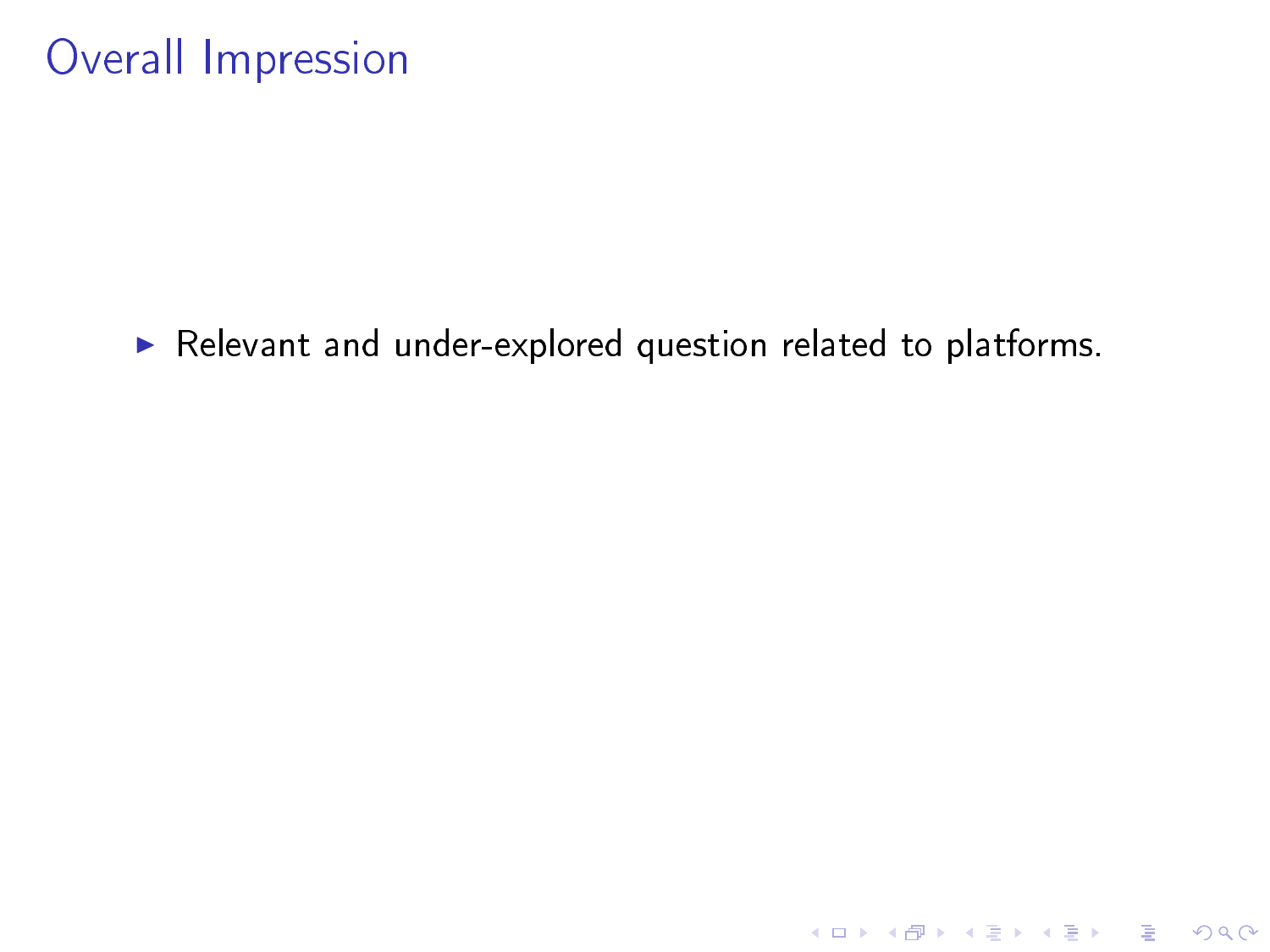# Overall Impression

- Relevant and under-explored question related to platforms.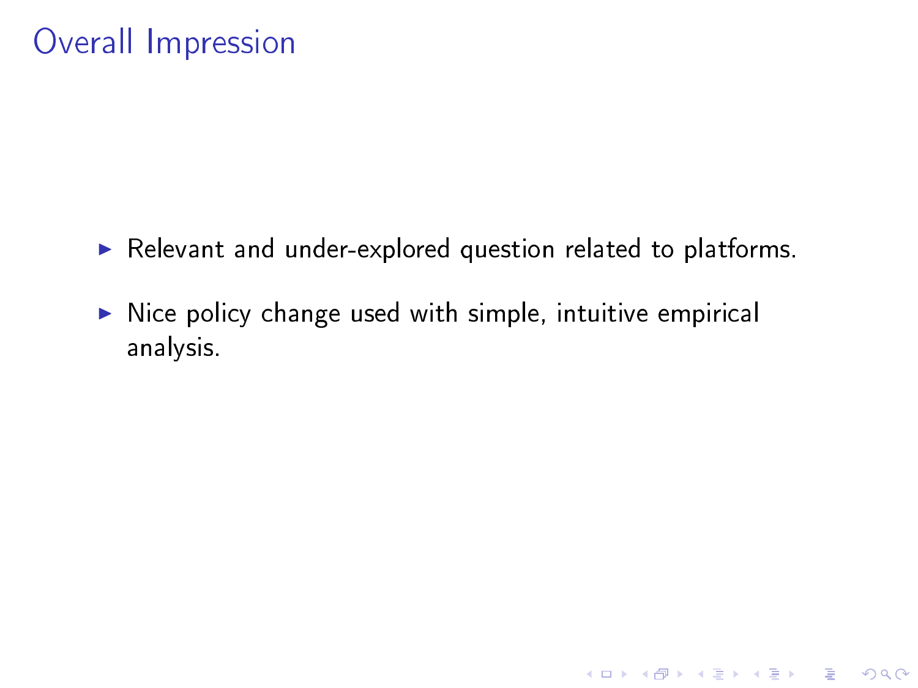# Overall Impression

- Relevant and under-explored question related to platforms.
- Nice policy change used with simple, intuitive empirical analysis.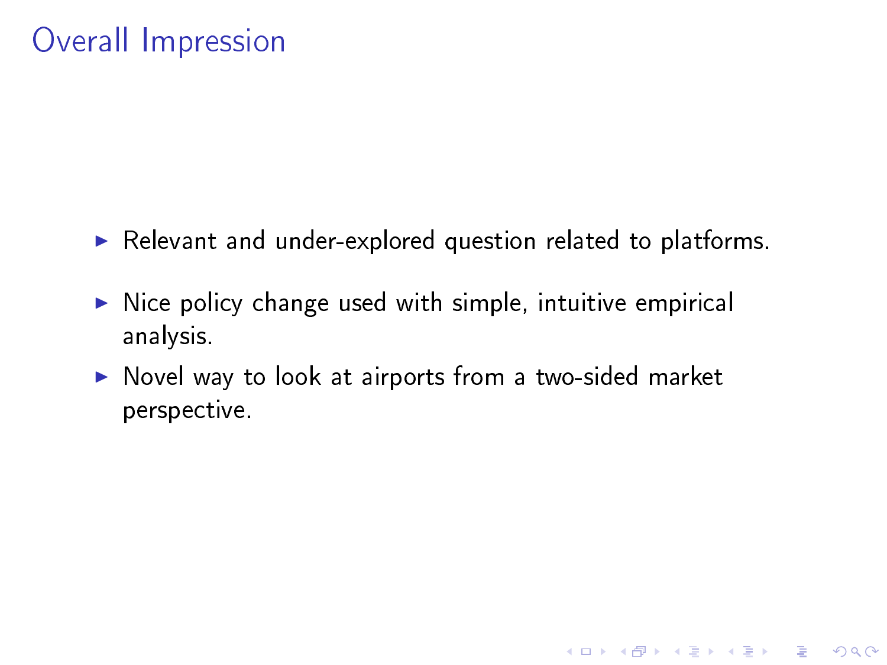# Overall Impression

- Relevant and under-explored question related to platforms.
- Nice policy change used with simple, intuitive empirical analysis.
- Novel way to look at airports from a two-sided market perspective.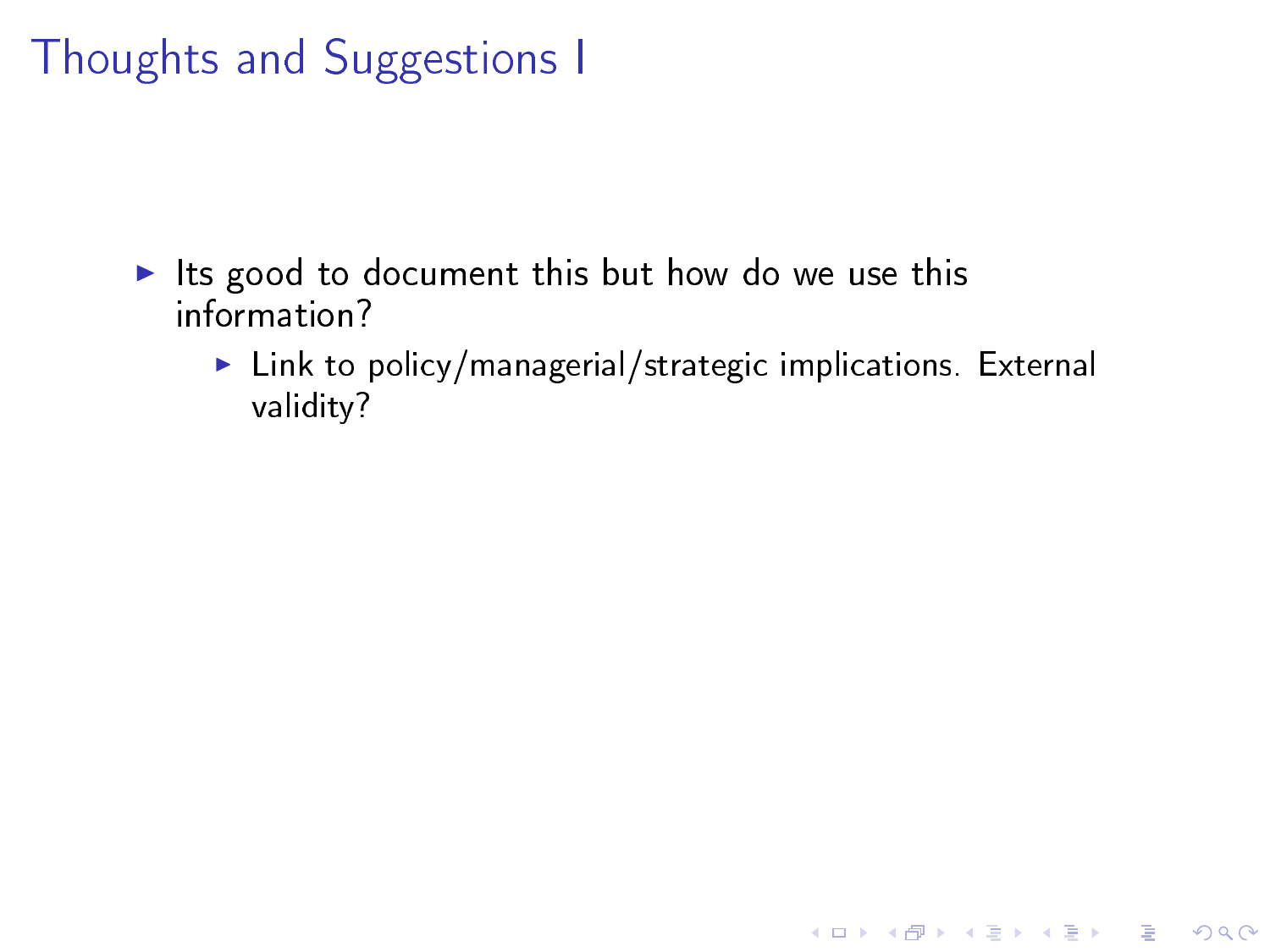# Thoughts and Suggestions I

- Its good to document this but how do we use this information?
  - Link to policy/managerial/strategic implications. External validity?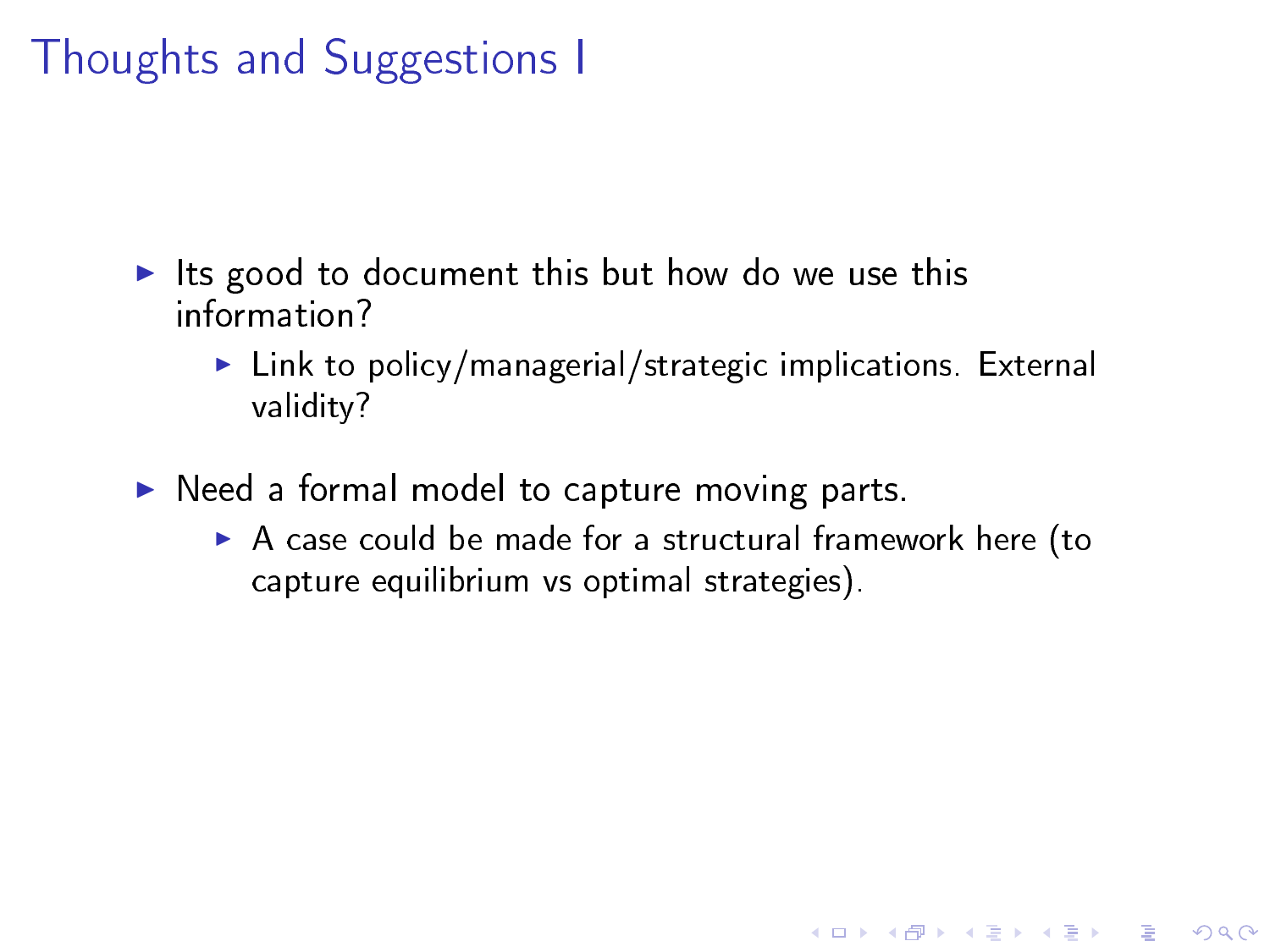# Thoughts and Suggestions I

- Its good to document this but how do we use this information?
  - Link to policy/managerial/strategic implications. External validity?
- Need a formal model to capture moving parts.
  - A case could be made for a structural framework here (to capture equilibrium vs optimal strategies).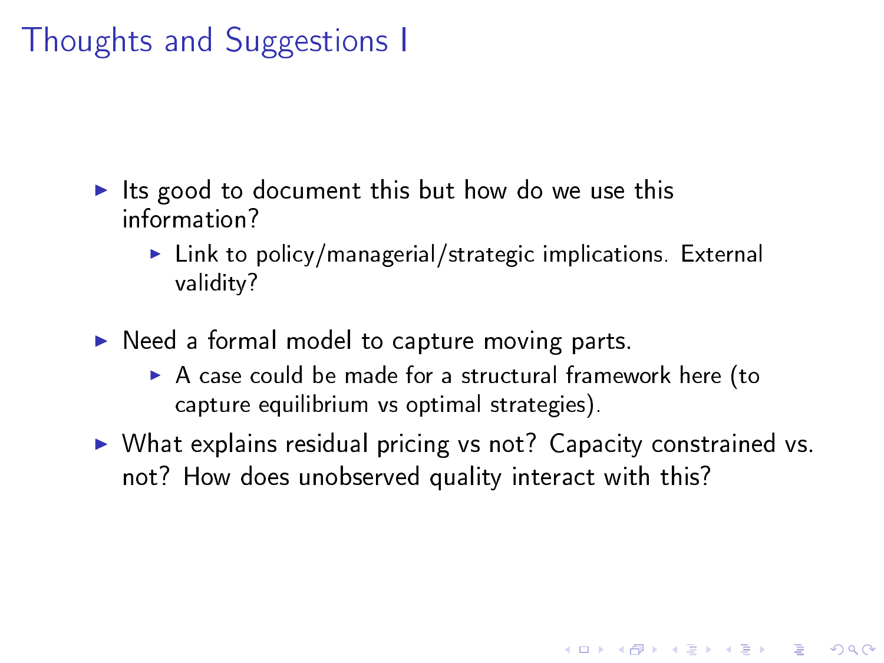# Thoughts and Suggestions I

- Its good to document this but how do we use this information?
  - Link to policy/managerial/strategic implications. External validity?
- Need a formal model to capture moving parts.
  - A case could be made for a structural framework here (to capture equilibrium vs optimal strategies).
- What explains residual pricing vs not? Capacity constrained vs. not? How does unobserved quality interact with this?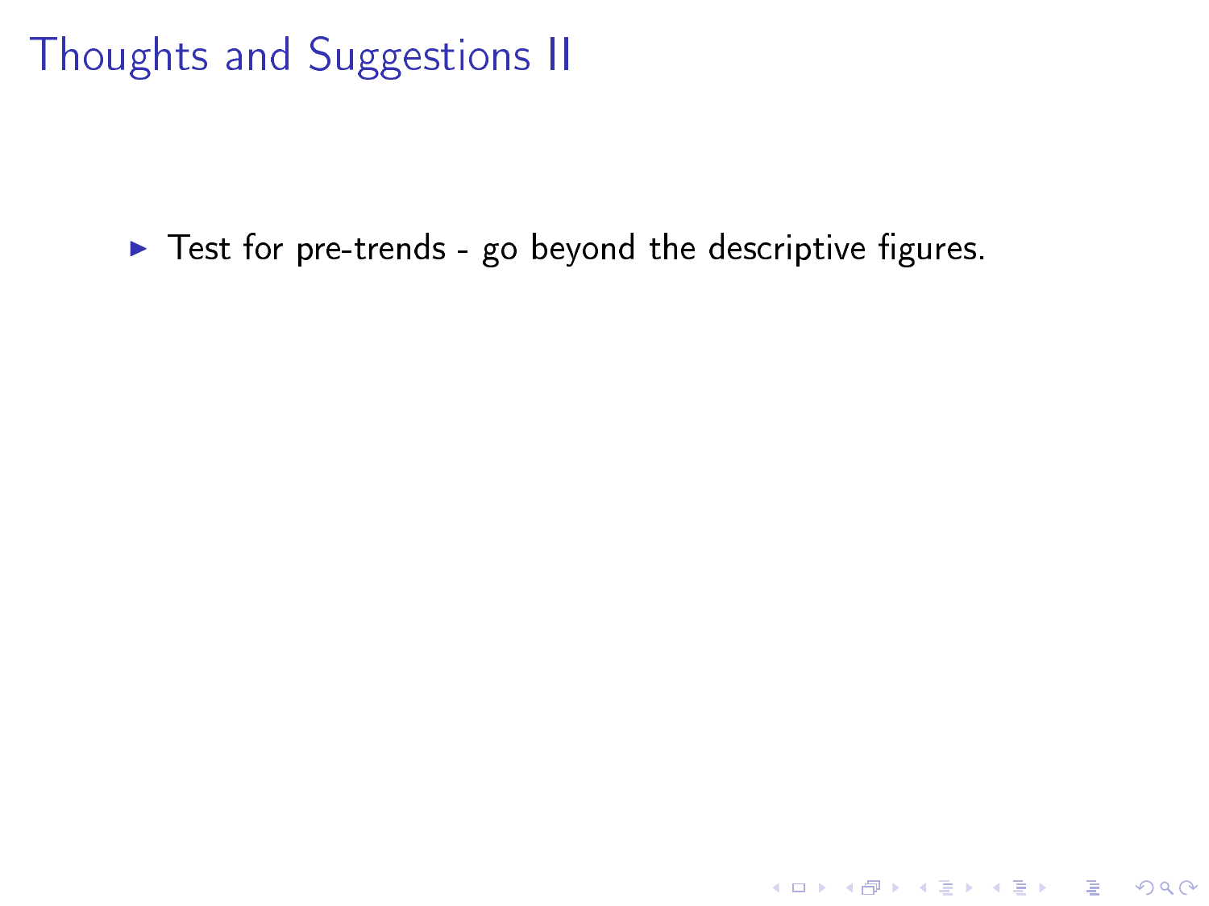# Thoughts and Suggestions II

- Test for pre-trends - go beyond the descriptive figures.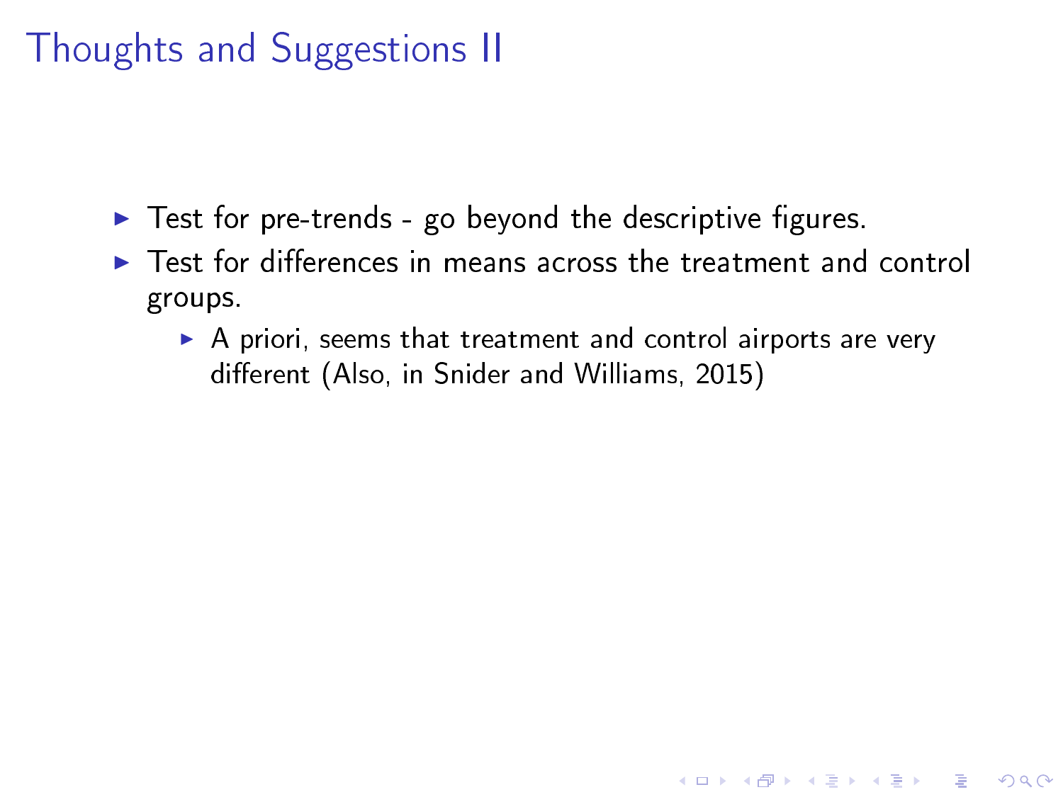# Thoughts and Suggestions II

- Test for pre-trends - go beyond the descriptive figures.
- Test for differences in means across the treatment and control groups.
  - A priori, seems that treatment and control airports are very different (Also, in Snider and Williams, 2015)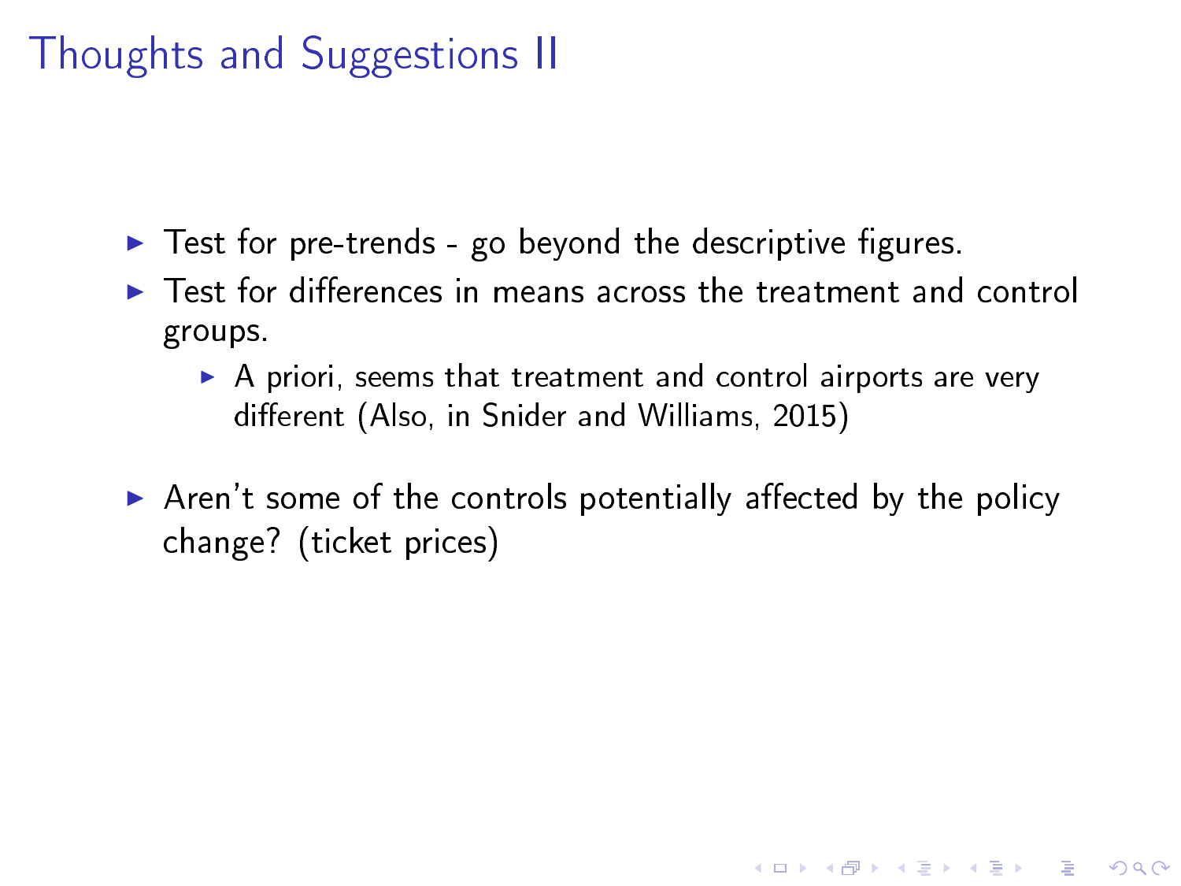# Thoughts and Suggestions II

- Test for pre-trends - go beyond the descriptive figures.
- Test for differences in means across the treatment and control groups.
  - A priori, seems that treatment and control airports are very different (Also, in Snider and Williams, 2015)
- Aren't some of the controls potentially affected by the policy change? (ticket prices)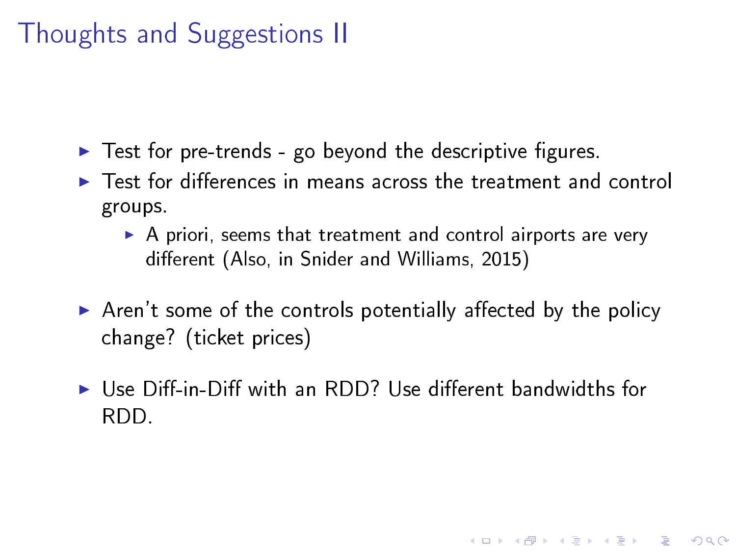# Thoughts and Suggestions II

- Test for pre-trends - go beyond the descriptive figures.
- Test for differences in means across the treatment and control groups.
  - A priori, seems that treatment and control airports are very different (Also, in Snider and Williams, 2015)
- Aren't some of the controls potentially affected by the policy change? (ticket prices)
- Use Diff-in-Diff with an RDD? Use different bandwidths for RDD.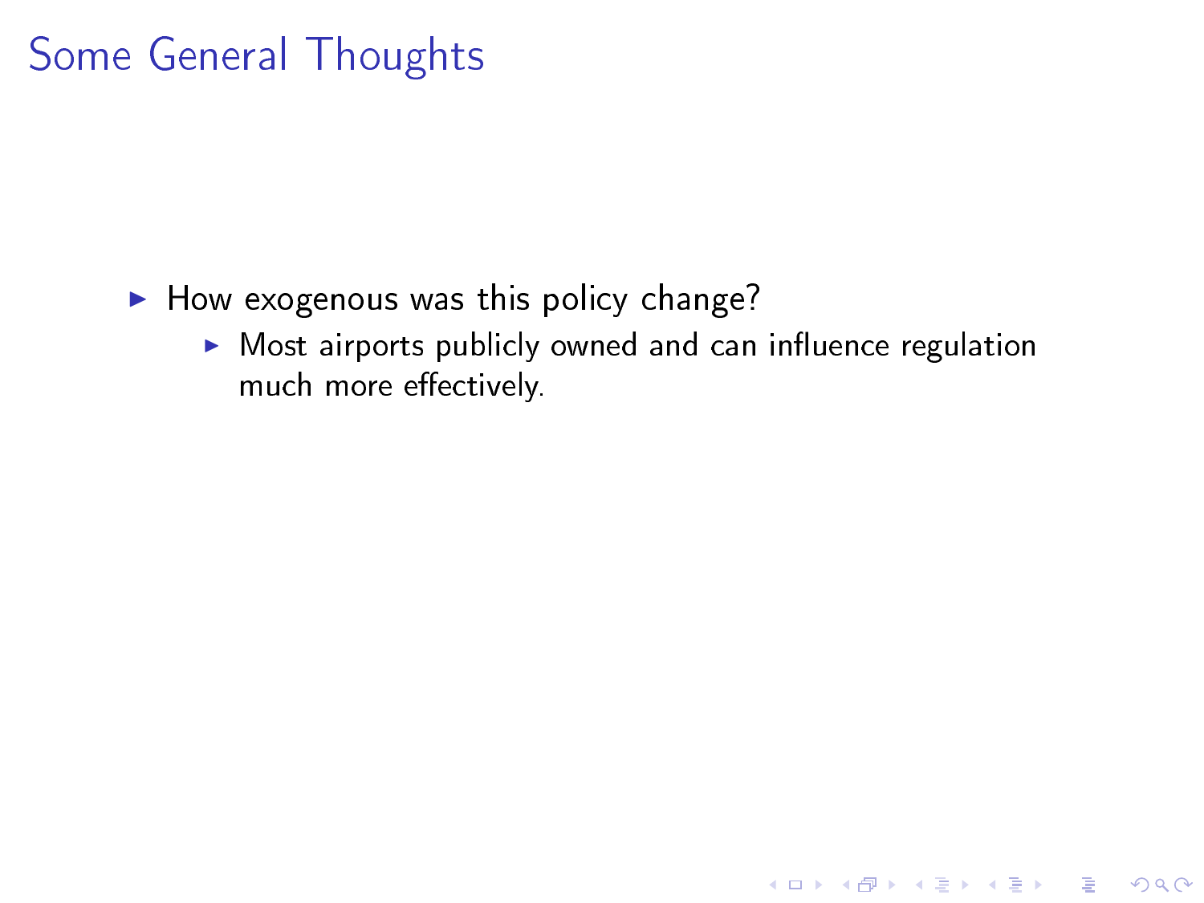# Some General Thoughts

- How exogenous was this policy change?
  - Most airports publicly owned and can influence regulation much more effectively.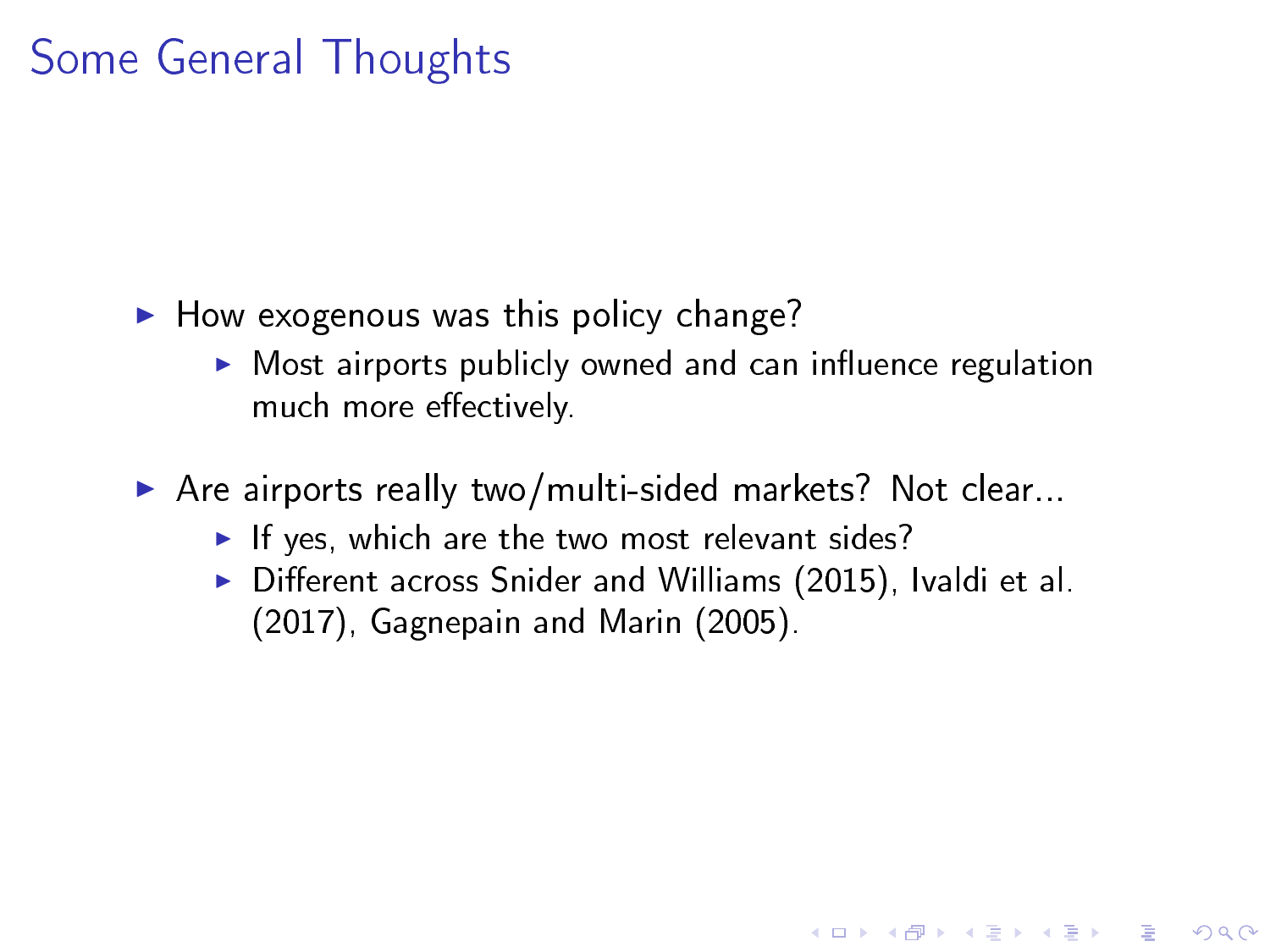# Some General Thoughts

- How exogenous was this policy change?
  - Most airports publicly owned and can influence regulation much more effectively.
- Are airports really two/multi-sided markets? Not clear...
  - If yes, which are the two most relevant sides?
  - Different across Snider and Williams (2015), Ivaldi et al. (2017), Gagnepain and Marin (2005).